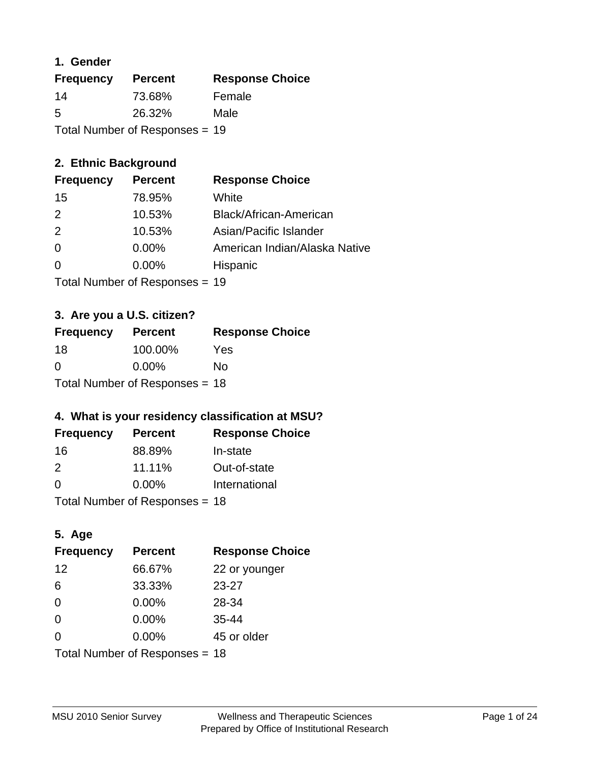### 1. Gender

| Frequency | Percent | Response Choice |
|---|---|---|
| 14 | 73.68% | Female |
| 5 | 26.32% | Male |

Total Number of Responses = 19

### 2. Ethnic Background

| Frequency | Percent | Response Choice |
|---|---|---|
| 15 | 78.95% | White |
| 2 | 10.53% | Black/African-American |
| 2 | 10.53% | Asian/Pacific Islander |
| 0 | 0.00% | American Indian/Alaska Native |
| 0 | 0.00% | Hispanic |

Total Number of Responses = 19

### 3. Are you a U.S. citizen?

| Frequency | Percent | Response Choice |
|---|---|---|
| 18 | 100.00% | Yes |
| 0 | 0.00% | No |

Total Number of Responses = 18

### 4. What is your residency classification at MSU?

| Frequency | Percent | Response Choice |
|---|---|---|
| 16 | 88.89% | In-state |
| 2 | 11.11% | Out-of-state |
| 0 | 0.00% | International |

Total Number of Responses = 18

### 5. Age

| Frequency | Percent | Response Choice |
|---|---|---|
| 12 | 66.67% | 22 or younger |
| 6 | 33.33% | 23-27 |
| 0 | 0.00% | 28-34 |
| 0 | 0.00% | 35-44 |
| 0 | 0.00% | 45 or older |

Total Number of Responses = 18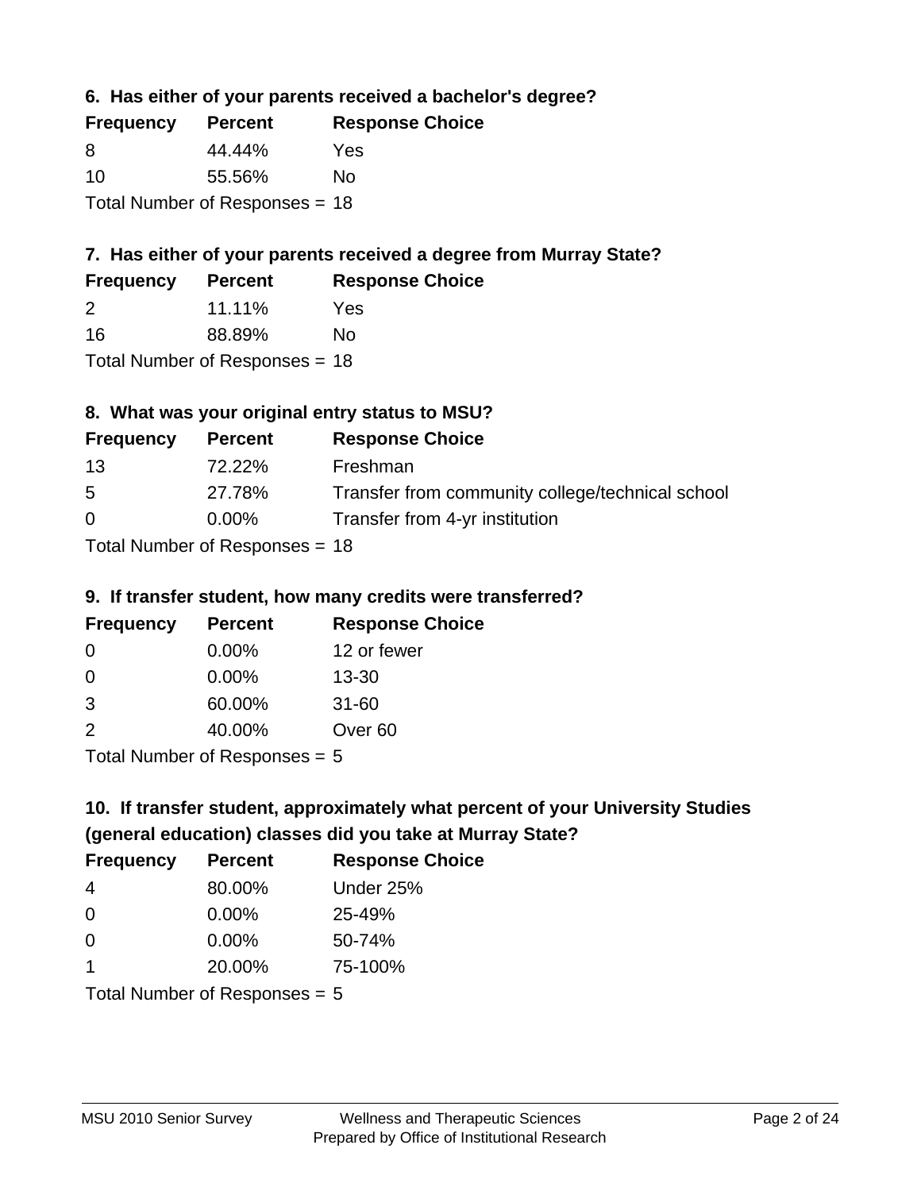### 6. Has either of your parents received a bachelor's degree?

| Frequency | Percent | Response Choice |
|---|---|---|
| 8 | 44.44% | Yes |
| 10 | 55.56% | No |

Total Number of Responses = 18

### 7. Has either of your parents received a degree from Murray State?

| Frequency | Percent | Response Choice |
|---|---|---|
| 2 | 11.11% | Yes |
| 16 | 88.89% | No |

Total Number of Responses = 18

### 8. What was your original entry status to MSU?

| Frequency | Percent | Response Choice |
|---|---|---|
| 13 | 72.22% | Freshman |
| 5 | 27.78% | Transfer from community college/technical school |
| 0 | 0.00% | Transfer from 4-yr institution |

Total Number of Responses = 18

### 9. If transfer student, how many credits were transferred?

| Frequency | Percent | Response Choice |
|---|---|---|
| 0 | 0.00% | 12 or fewer |
| 0 | 0.00% | 13-30 |
| 3 | 60.00% | 31-60 |
| 2 | 40.00% | Over 60 |

Total Number of Responses = 5

### 10. If transfer student, approximately what percent of your University Studies (general education) classes did you take at Murray State?

| Frequency | Percent | Response Choice |
|---|---|---|
| 4 | 80.00% | Under 25% |
| 0 | 0.00% | 25-49% |
| 0 | 0.00% | 50-74% |
| 1 | 20.00% | 75-100% |

Total Number of Responses = 5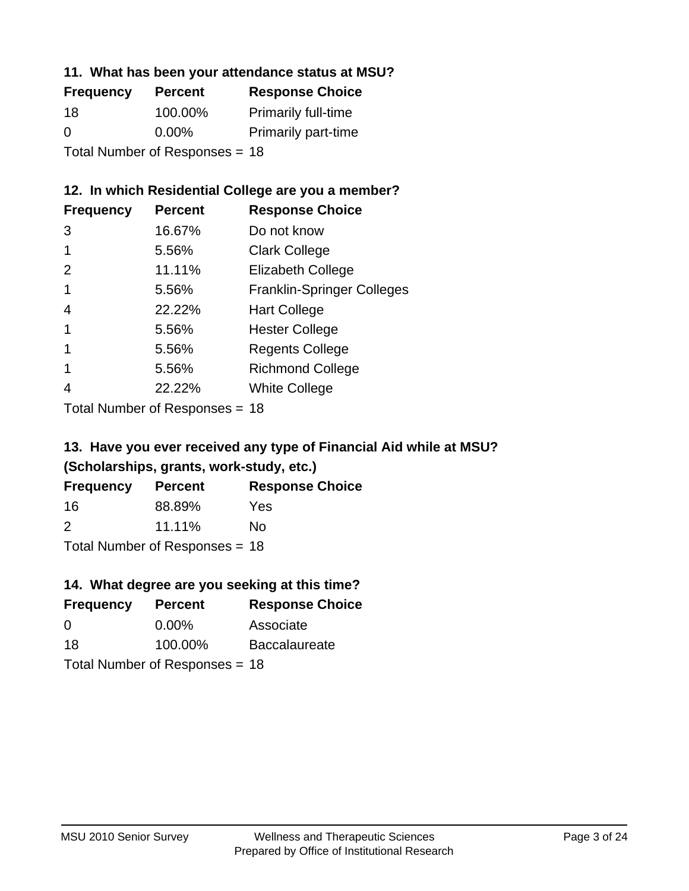### 11. What has been your attendance status at MSU?

| Frequency | Percent | Response Choice |
| --- | --- | --- |
| 18 | 100.00% | Primarily full-time |
| 0 | 0.00% | Primarily part-time |

Total Number of Responses = 18

### 12. In which Residential College are you a member?

| Frequency | Percent | Response Choice |
| --- | --- | --- |
| 3 | 16.67% | Do not know |
| 1 | 5.56% | Clark College |
| 2 | 11.11% | Elizabeth College |
| 1 | 5.56% | Franklin-Springer Colleges |
| 4 | 22.22% | Hart College |
| 1 | 5.56% | Hester College |
| 1 | 5.56% | Regents College |
| 1 | 5.56% | Richmond College |
| 4 | 22.22% | White College |

Total Number of Responses = 18

### 13. Have you ever received any type of Financial Aid while at MSU? (Scholarships, grants, work-study, etc.)

| Frequency | Percent | Response Choice |
| --- | --- | --- |
| 16 | 88.89% | Yes |
| 2 | 11.11% | No |

Total Number of Responses = 18

### 14. What degree are you seeking at this time?

| Frequency | Percent | Response Choice |
| --- | --- | --- |
| 0 | 0.00% | Associate |
| 18 | 100.00% | Baccalaureate |

Total Number of Responses = 18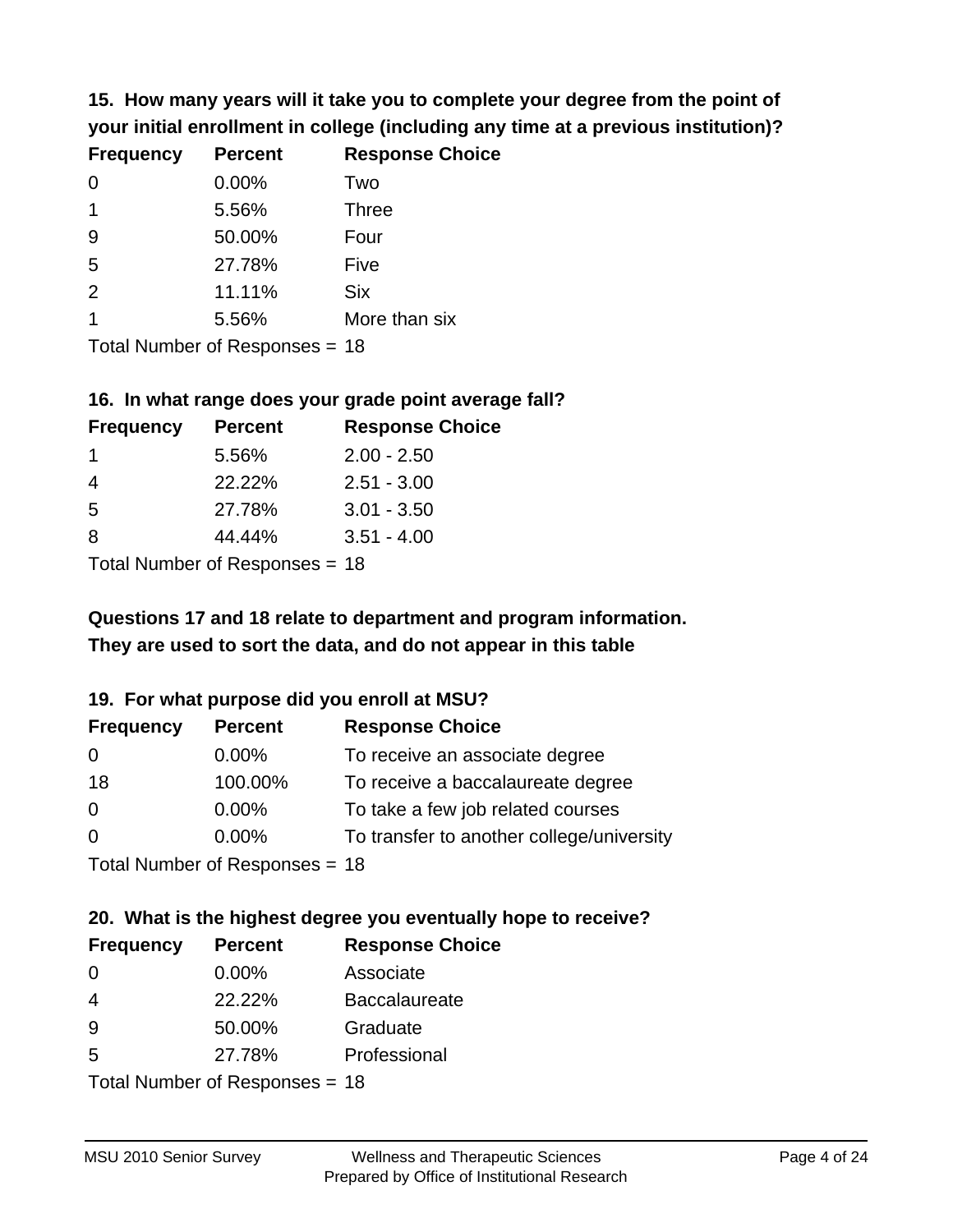**15. How many years will it take you to complete your degree from the point of your initial enrollment in college (including any time at a previous institution)?**

| Frequency | Percent | Response Choice |
|---|---|---|
| 0 | 0.00% | Two |
| 1 | 5.56% | Three |
| 9 | 50.00% | Four |
| 5 | 27.78% | Five |
| 2 | 11.11% | Six |
| 1 | 5.56% | More than six |

Total Number of Responses = 18

**16. In what range does your grade point average fall?**

| Frequency | Percent | Response Choice |
|---|---|---|
| 1 | 5.56% | 2.00 - 2.50 |
| 4 | 22.22% | 2.51 - 3.00 |
| 5 | 27.78% | 3.01 - 3.50 |
| 8 | 44.44% | 3.51 - 4.00 |

Total Number of Responses = 18

**Questions 17 and 18 relate to department and program information. They are used to sort the data, and do not appear in this table**

**19. For what purpose did you enroll at MSU?**

| Frequency | Percent | Response Choice |
|---|---|---|
| 0 | 0.00% | To receive an associate degree |
| 18 | 100.00% | To receive a baccalaureate degree |
| 0 | 0.00% | To take a few job related courses |
| 0 | 0.00% | To transfer to another college/university |

Total Number of Responses = 18

**20. What is the highest degree you eventually hope to receive?**

| Frequency | Percent | Response Choice |
|---|---|---|
| 0 | 0.00% | Associate |
| 4 | 22.22% | Baccalaureate |
| 9 | 50.00% | Graduate |
| 5 | 27.78% | Professional |

Total Number of Responses = 18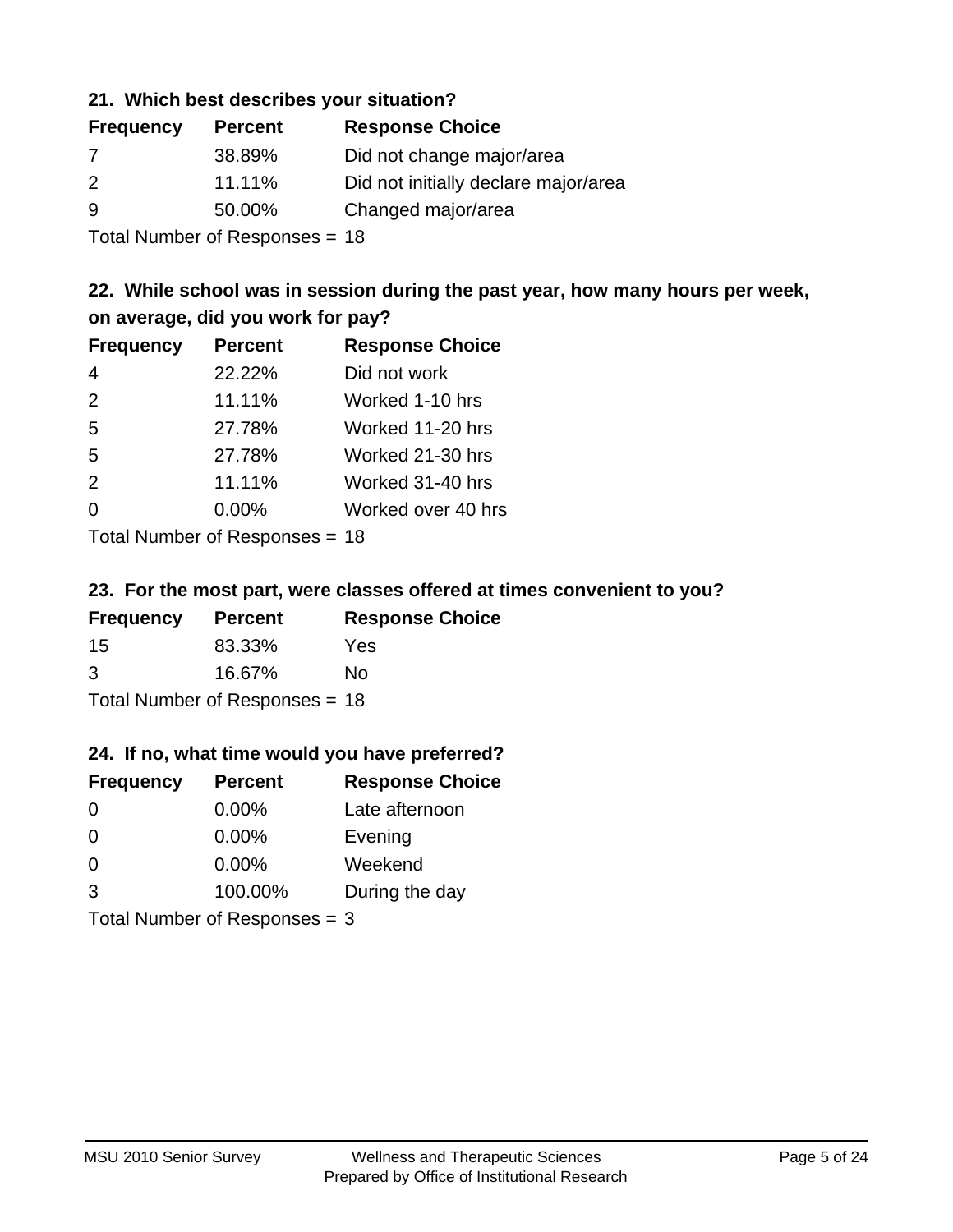### 21. Which best describes your situation?

| Frequency | Percent | Response Choice |
|---|---|---|
| 7 | 38.89% | Did not change major/area |
| 2 | 11.11% | Did not initially declare major/area |
| 9 | 50.00% | Changed major/area |

Total Number of Responses = 18

### 22. While school was in session during the past year, how many hours per week, on average, did you work for pay?

| Frequency | Percent | Response Choice |
|---|---|---|
| 4 | 22.22% | Did not work |
| 2 | 11.11% | Worked 1-10 hrs |
| 5 | 27.78% | Worked 11-20 hrs |
| 5 | 27.78% | Worked 21-30 hrs |
| 2 | 11.11% | Worked 31-40 hrs |
| 0 | 0.00% | Worked over 40 hrs |

Total Number of Responses = 18

### 23. For the most part, were classes offered at times convenient to you?

| Frequency | Percent | Response Choice |
|---|---|---|
| 15 | 83.33% | Yes |
| 3 | 16.67% | No |

Total Number of Responses = 18

### 24. If no, what time would you have preferred?

| Frequency | Percent | Response Choice |
|---|---|---|
| 0 | 0.00% | Late afternoon |
| 0 | 0.00% | Evening |
| 0 | 0.00% | Weekend |
| 3 | 100.00% | During the day |

Total Number of Responses = 3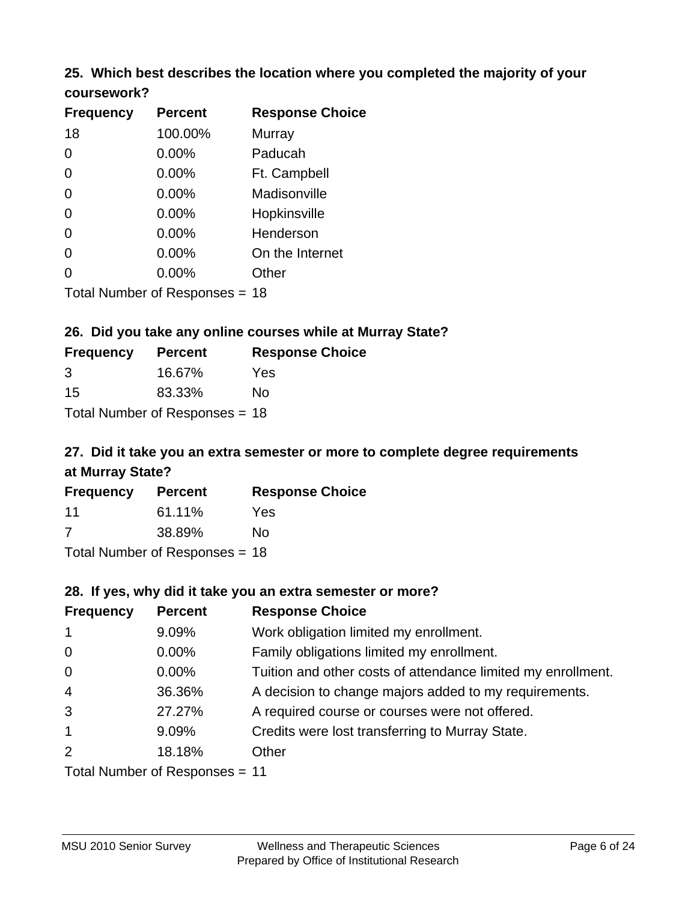### 25. Which best describes the location where you completed the majority of your coursework?

| Frequency | Percent | Response Choice |
|---|---|---|
| 18 | 100.00% | Murray |
| 0 | 0.00% | Paducah |
| 0 | 0.00% | Ft. Campbell |
| 0 | 0.00% | Madisonville |
| 0 | 0.00% | Hopkinsville |
| 0 | 0.00% | Henderson |
| 0 | 0.00% | On the Internet |
| 0 | 0.00% | Other |

Total Number of Responses = 18

### 26. Did you take any online courses while at Murray State?

| Frequency | Percent | Response Choice |
|---|---|---|
| 3 | 16.67% | Yes |
| 15 | 83.33% | No |

Total Number of Responses = 18

### 27. Did it take you an extra semester or more to complete degree requirements at Murray State?

| Frequency | Percent | Response Choice |
|---|---|---|
| 11 | 61.11% | Yes |
| 7 | 38.89% | No |

Total Number of Responses = 18

### 28. If yes, why did it take you an extra semester or more?

| Frequency | Percent | Response Choice |
|---|---|---|
| 1 | 9.09% | Work obligation limited my enrollment. |
| 0 | 0.00% | Family obligations limited my enrollment. |
| 0 | 0.00% | Tuition and other costs of attendance limited my enrollment. |
| 4 | 36.36% | A decision to change majors added to my requirements. |
| 3 | 27.27% | A required course or courses were not offered. |
| 1 | 9.09% | Credits were lost transferring to Murray State. |
| 2 | 18.18% | Other |

Total Number of Responses = 11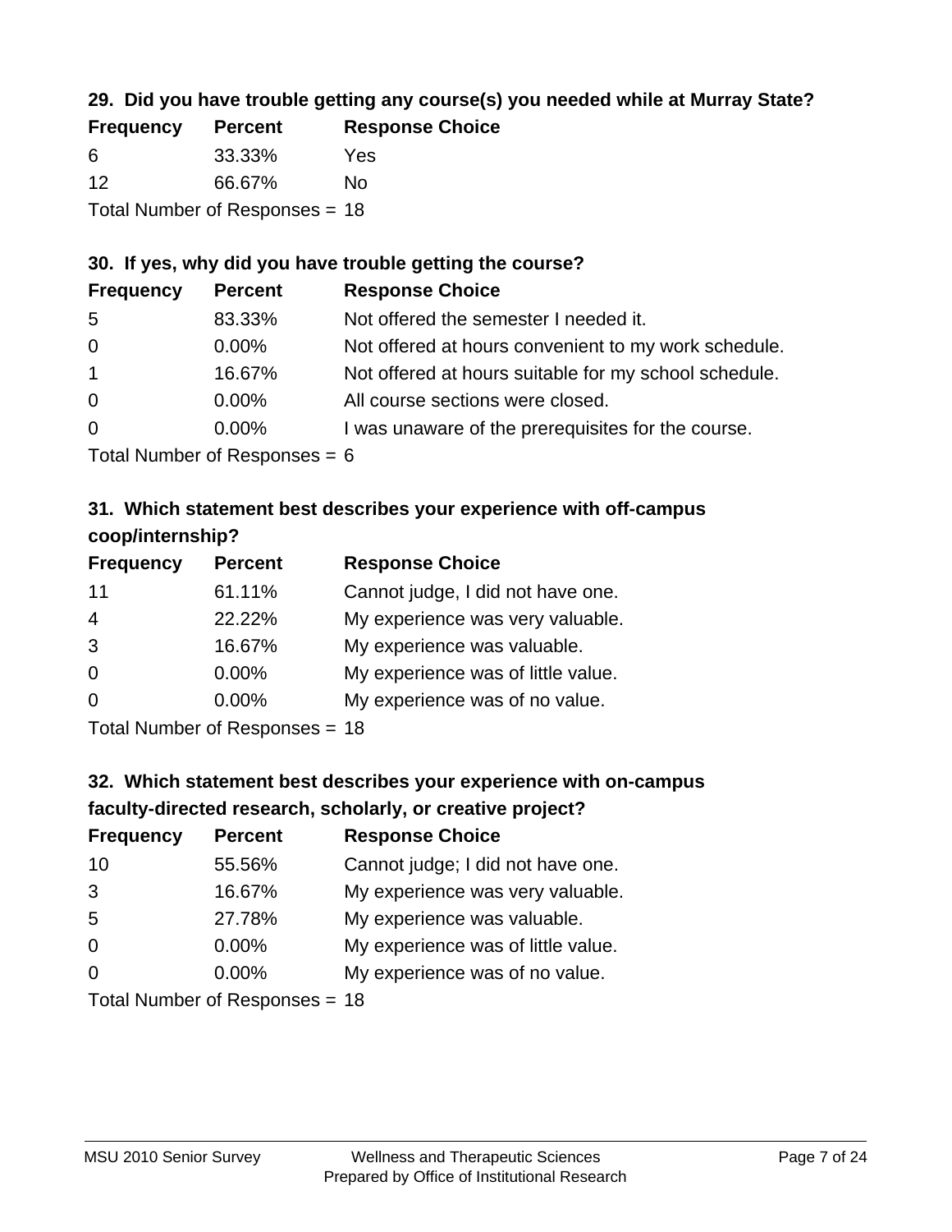### 29. Did you have trouble getting any course(s) you needed while at Murray State?

| Frequency | Percent | Response Choice |
|---|---|---|
| 6 | 33.33% | Yes |
| 12 | 66.67% | No |

Total Number of Responses = 18

### 30. If yes, why did you have trouble getting the course?

| Frequency | Percent | Response Choice |
|---|---|---|
| 5 | 83.33% | Not offered the semester I needed it. |
| 0 | 0.00% | Not offered at hours convenient to my work schedule. |
| 1 | 16.67% | Not offered at hours suitable for my school schedule. |
| 0 | 0.00% | All course sections were closed. |
| 0 | 0.00% | I was unaware of the prerequisites for the course. |

Total Number of Responses = 6

### 31. Which statement best describes your experience with off-campus coop/internship?

| Frequency | Percent | Response Choice |
|---|---|---|
| 11 | 61.11% | Cannot judge, I did not have one. |
| 4 | 22.22% | My experience was very valuable. |
| 3 | 16.67% | My experience was valuable. |
| 0 | 0.00% | My experience was of little value. |
| 0 | 0.00% | My experience was of no value. |

Total Number of Responses = 18

### 32. Which statement best describes your experience with on-campus faculty-directed research, scholarly, or creative project?

| Frequency | Percent | Response Choice |
|---|---|---|
| 10 | 55.56% | Cannot judge; I did not have one. |
| 3 | 16.67% | My experience was very valuable. |
| 5 | 27.78% | My experience was valuable. |
| 0 | 0.00% | My experience was of little value. |
| 0 | 0.00% | My experience was of no value. |

Total Number of Responses = 18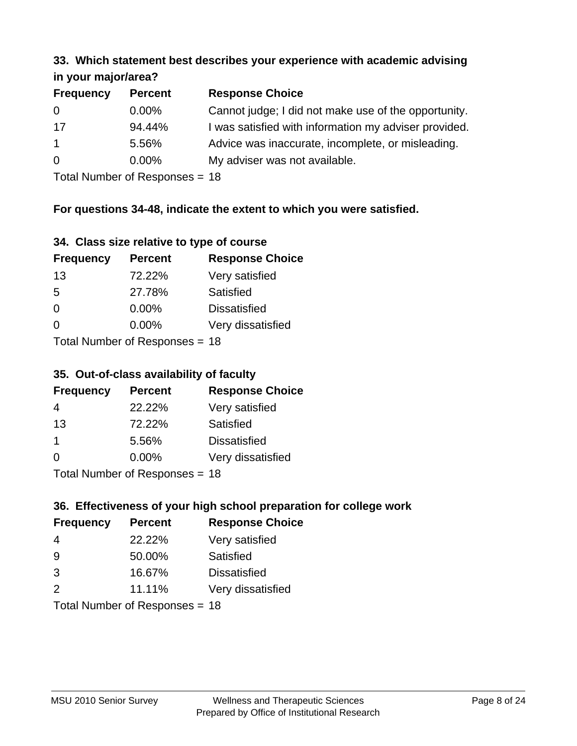### 33. Which statement best describes your experience with academic advising in your major/area?

| Frequency | Percent | Response Choice |
|---|---|---|
| 0 | 0.00% | Cannot judge; I did not make use of the opportunity. |
| 17 | 94.44% | I was satisfied with information my adviser provided. |
| 1 | 5.56% | Advice was inaccurate, incomplete, or misleading. |
| 0 | 0.00% | My adviser was not available. |

Total Number of Responses = 18

**For questions 34-48, indicate the extent to which you were satisfied.**

### 34. Class size relative to type of course

| Frequency | Percent | Response Choice |
|---|---|---|
| 13 | 72.22% | Very satisfied |
| 5 | 27.78% | Satisfied |
| 0 | 0.00% | Dissatisfied |
| 0 | 0.00% | Very dissatisfied |

Total Number of Responses = 18

### 35. Out-of-class availability of faculty

| Frequency | Percent | Response Choice |
|---|---|---|
| 4 | 22.22% | Very satisfied |
| 13 | 72.22% | Satisfied |
| 1 | 5.56% | Dissatisfied |
| 0 | 0.00% | Very dissatisfied |

Total Number of Responses = 18

### 36. Effectiveness of your high school preparation for college work

| Frequency | Percent | Response Choice |
|---|---|---|
| 4 | 22.22% | Very satisfied |
| 9 | 50.00% | Satisfied |
| 3 | 16.67% | Dissatisfied |
| 2 | 11.11% | Very dissatisfied |

Total Number of Responses = 18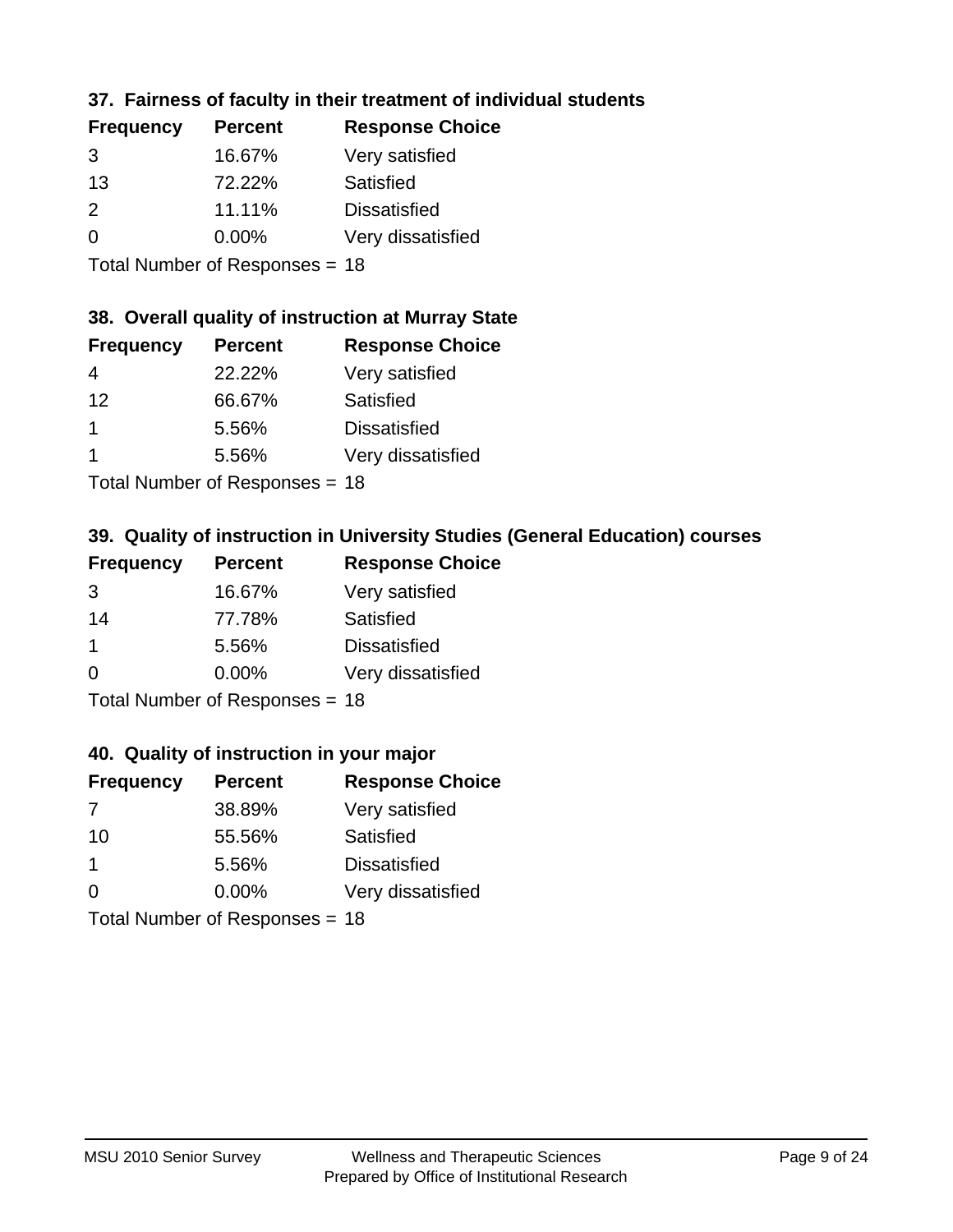### 37. Fairness of faculty in their treatment of individual students

| Frequency | Percent | Response Choice |
|---|---|---|
| 3 | 16.67% | Very satisfied |
| 13 | 72.22% | Satisfied |
| 2 | 11.11% | Dissatisfied |
| 0 | 0.00% | Very dissatisfied |

Total Number of Responses = 18

### 38. Overall quality of instruction at Murray State

| Frequency | Percent | Response Choice |
|---|---|---|
| 4 | 22.22% | Very satisfied |
| 12 | 66.67% | Satisfied |
| 1 | 5.56% | Dissatisfied |
| 1 | 5.56% | Very dissatisfied |

Total Number of Responses = 18

### 39. Quality of instruction in University Studies (General Education) courses

| Frequency | Percent | Response Choice |
|---|---|---|
| 3 | 16.67% | Very satisfied |
| 14 | 77.78% | Satisfied |
| 1 | 5.56% | Dissatisfied |
| 0 | 0.00% | Very dissatisfied |

Total Number of Responses = 18

### 40. Quality of instruction in your major

| Frequency | Percent | Response Choice |
|---|---|---|
| 7 | 38.89% | Very satisfied |
| 10 | 55.56% | Satisfied |
| 1 | 5.56% | Dissatisfied |
| 0 | 0.00% | Very dissatisfied |

Total Number of Responses = 18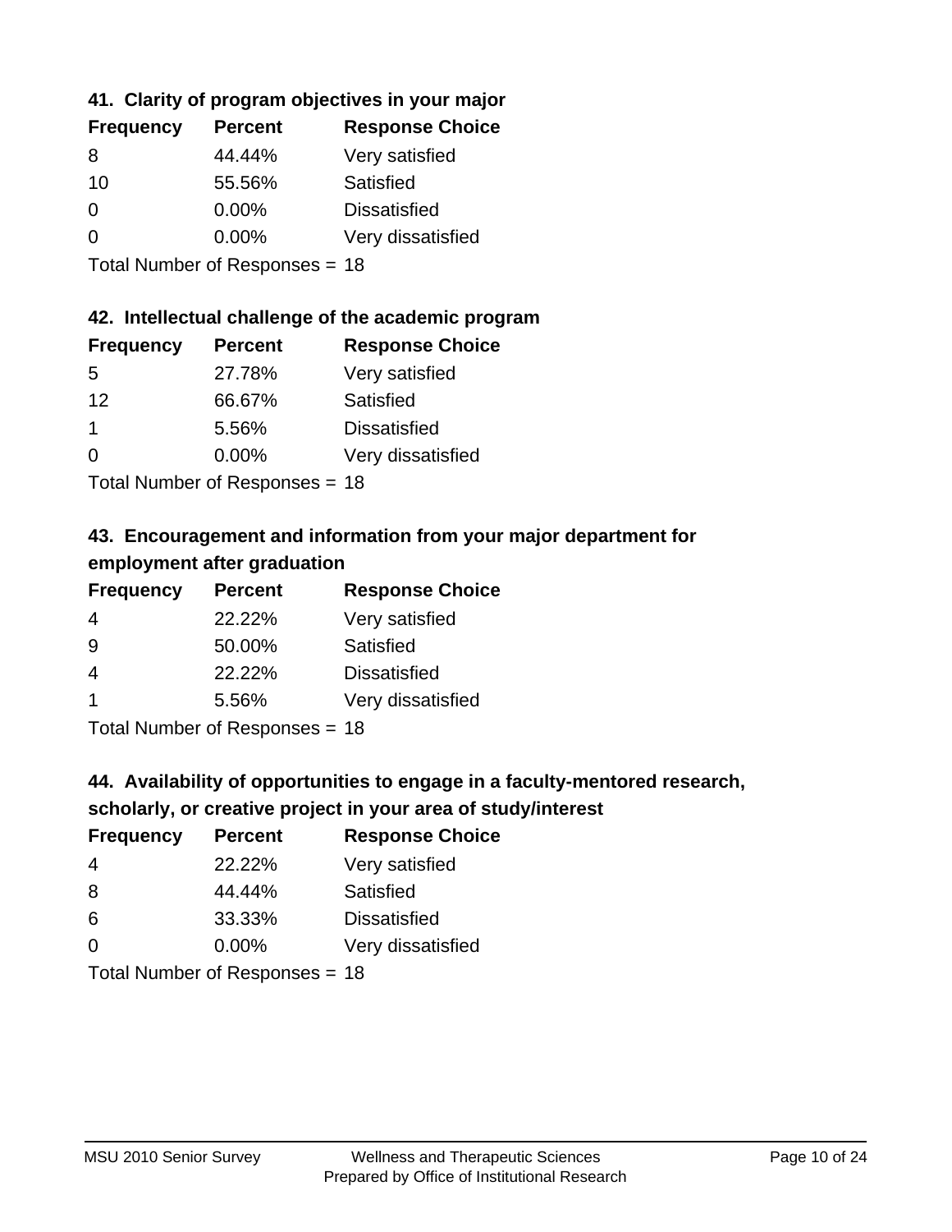### 41. Clarity of program objectives in your major

| Frequency | Percent | Response Choice |
| --- | --- | --- |
| 8 | 44.44% | Very satisfied |
| 10 | 55.56% | Satisfied |
| 0 | 0.00% | Dissatisfied |
| 0 | 0.00% | Very dissatisfied |

Total Number of Responses = 18

### 42. Intellectual challenge of the academic program

| Frequency | Percent | Response Choice |
| --- | --- | --- |
| 5 | 27.78% | Very satisfied |
| 12 | 66.67% | Satisfied |
| 1 | 5.56% | Dissatisfied |
| 0 | 0.00% | Very dissatisfied |

Total Number of Responses = 18

### 43. Encouragement and information from your major department for employment after graduation

| Frequency | Percent | Response Choice |
| --- | --- | --- |
| 4 | 22.22% | Very satisfied |
| 9 | 50.00% | Satisfied |
| 4 | 22.22% | Dissatisfied |
| 1 | 5.56% | Very dissatisfied |

Total Number of Responses = 18

### 44. Availability of opportunities to engage in a faculty-mentored research, scholarly, or creative project in your area of study/interest

| Frequency | Percent | Response Choice |
| --- | --- | --- |
| 4 | 22.22% | Very satisfied |
| 8 | 44.44% | Satisfied |
| 6 | 33.33% | Dissatisfied |
| 0 | 0.00% | Very dissatisfied |

Total Number of Responses = 18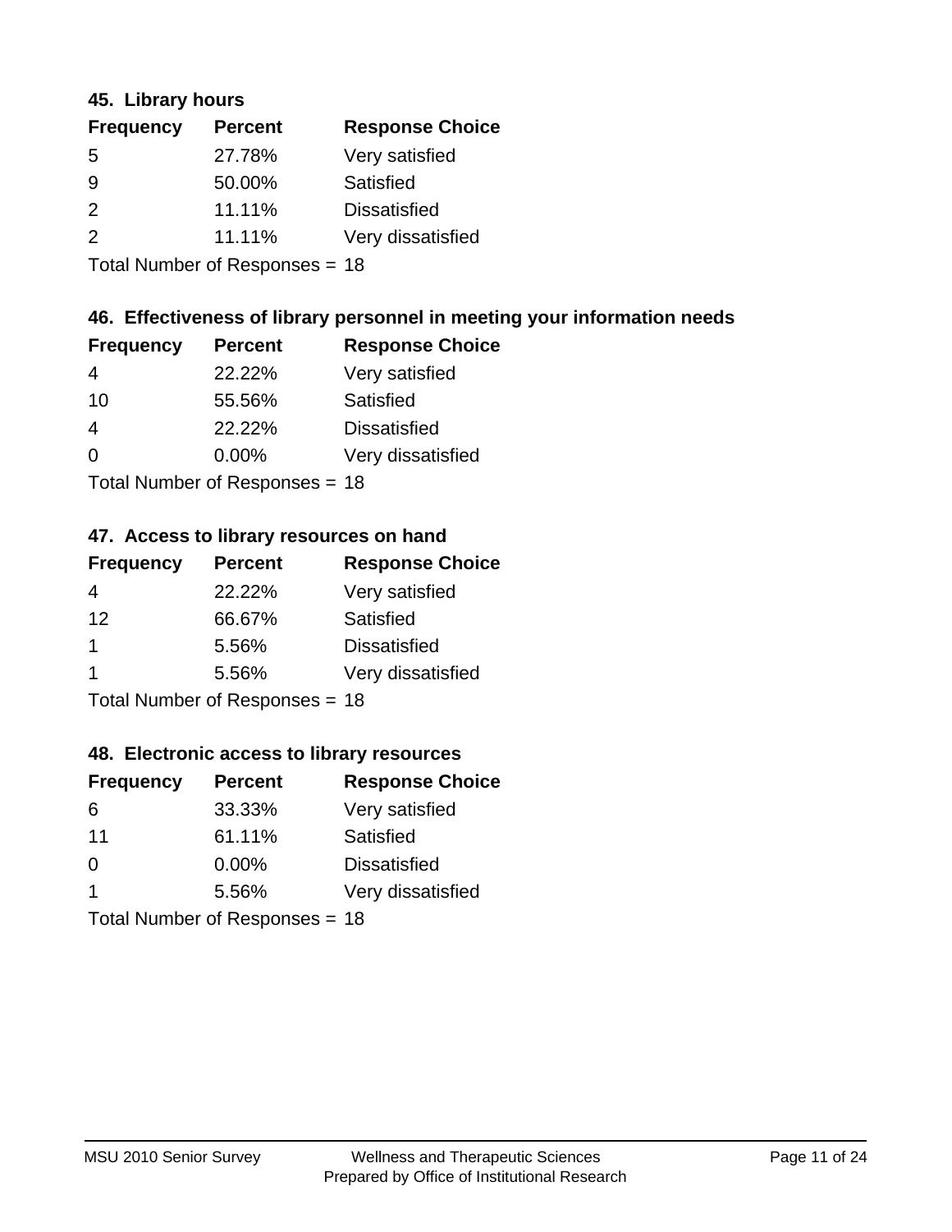### 45. Library hours

| Frequency | Percent | Response Choice |
|---|---|---|
| 5 | 27.78% | Very satisfied |
| 9 | 50.00% | Satisfied |
| 2 | 11.11% | Dissatisfied |
| 2 | 11.11% | Very dissatisfied |

Total Number of Responses = 18

### 46. Effectiveness of library personnel in meeting your information needs

| Frequency | Percent | Response Choice |
|---|---|---|
| 4 | 22.22% | Very satisfied |
| 10 | 55.56% | Satisfied |
| 4 | 22.22% | Dissatisfied |
| 0 | 0.00% | Very dissatisfied |

Total Number of Responses = 18

### 47. Access to library resources on hand

| Frequency | Percent | Response Choice |
|---|---|---|
| 4 | 22.22% | Very satisfied |
| 12 | 66.67% | Satisfied |
| 1 | 5.56% | Dissatisfied |
| 1 | 5.56% | Very dissatisfied |

Total Number of Responses = 18

### 48. Electronic access to library resources

| Frequency | Percent | Response Choice |
|---|---|---|
| 6 | 33.33% | Very satisfied |
| 11 | 61.11% | Satisfied |
| 0 | 0.00% | Dissatisfied |
| 1 | 5.56% | Very dissatisfied |

Total Number of Responses = 18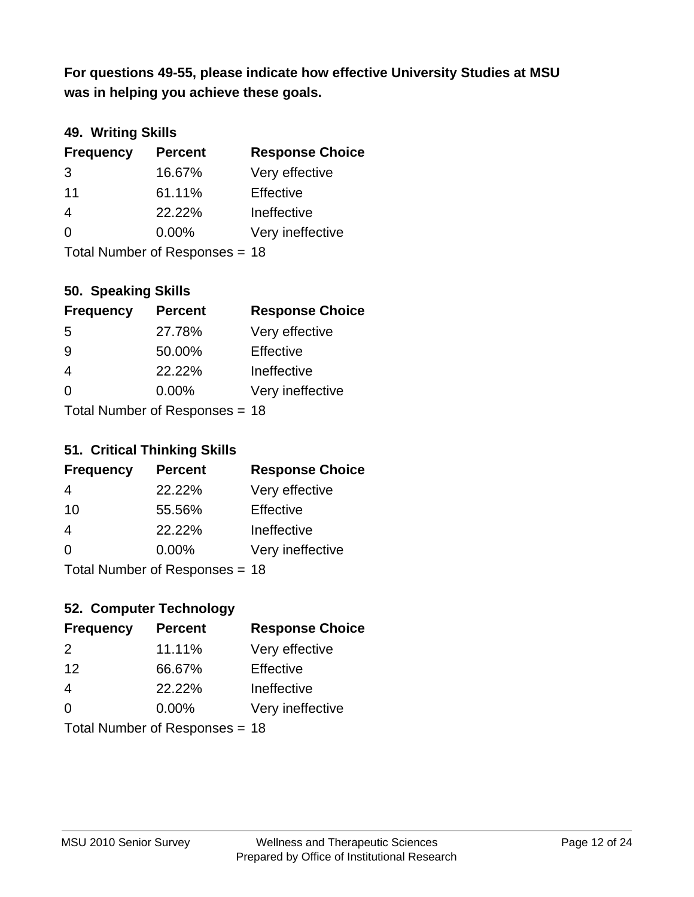**For questions 49-55, please indicate how effective University Studies at MSU was in helping you achieve these goals.**

### 49. Writing Skills

| Frequency | Percent | Response Choice |
|---|---|---|
| 3 | 16.67% | Very effective |
| 11 | 61.11% | Effective |
| 4 | 22.22% | Ineffective |
| 0 | 0.00% | Very ineffective |

Total Number of Responses = 18

### 50. Speaking Skills

| Frequency | Percent | Response Choice |
|---|---|---|
| 5 | 27.78% | Very effective |
| 9 | 50.00% | Effective |
| 4 | 22.22% | Ineffective |
| 0 | 0.00% | Very ineffective |

Total Number of Responses = 18

### 51. Critical Thinking Skills

| Frequency | Percent | Response Choice |
|---|---|---|
| 4 | 22.22% | Very effective |
| 10 | 55.56% | Effective |
| 4 | 22.22% | Ineffective |
| 0 | 0.00% | Very ineffective |

Total Number of Responses = 18

### 52. Computer Technology

| Frequency | Percent | Response Choice |
|---|---|---|
| 2 | 11.11% | Very effective |
| 12 | 66.67% | Effective |
| 4 | 22.22% | Ineffective |
| 0 | 0.00% | Very ineffective |

Total Number of Responses = 18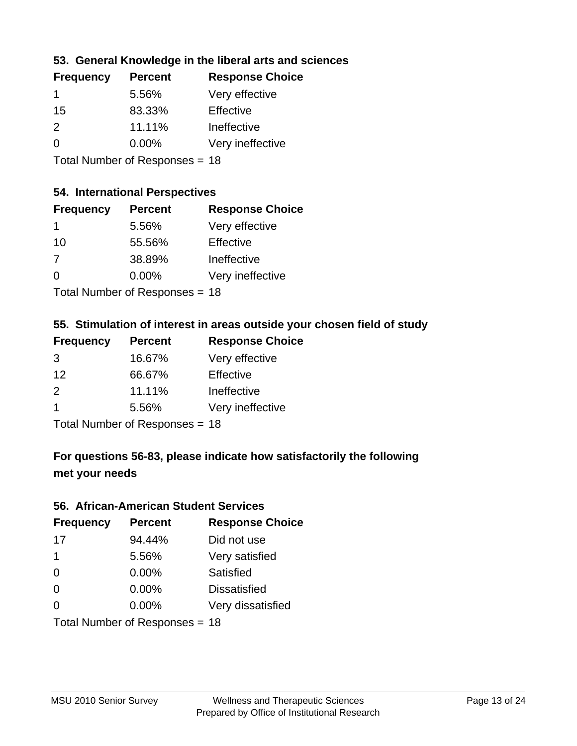### 53. General Knowledge in the liberal arts and sciences

| Frequency | Percent | Response Choice |
|---|---|---|
| 1 | 5.56% | Very effective |
| 15 | 83.33% | Effective |
| 2 | 11.11% | Ineffective |
| 0 | 0.00% | Very ineffective |

Total Number of Responses = 18

### 54. International Perspectives

| Frequency | Percent | Response Choice |
|---|---|---|
| 1 | 5.56% | Very effective |
| 10 | 55.56% | Effective |
| 7 | 38.89% | Ineffective |
| 0 | 0.00% | Very ineffective |

Total Number of Responses = 18

### 55. Stimulation of interest in areas outside your chosen field of study

| Frequency | Percent | Response Choice |
|---|---|---|
| 3 | 16.67% | Very effective |
| 12 | 66.67% | Effective |
| 2 | 11.11% | Ineffective |
| 1 | 5.56% | Very ineffective |

Total Number of Responses = 18

### For questions 56-83, please indicate how satisfactorily the following met your needs

### 56. African-American Student Services

| Frequency | Percent | Response Choice |
|---|---|---|
| 17 | 94.44% | Did not use |
| 1 | 5.56% | Very satisfied |
| 0 | 0.00% | Satisfied |
| 0 | 0.00% | Dissatisfied |
| 0 | 0.00% | Very dissatisfied |

Total Number of Responses = 18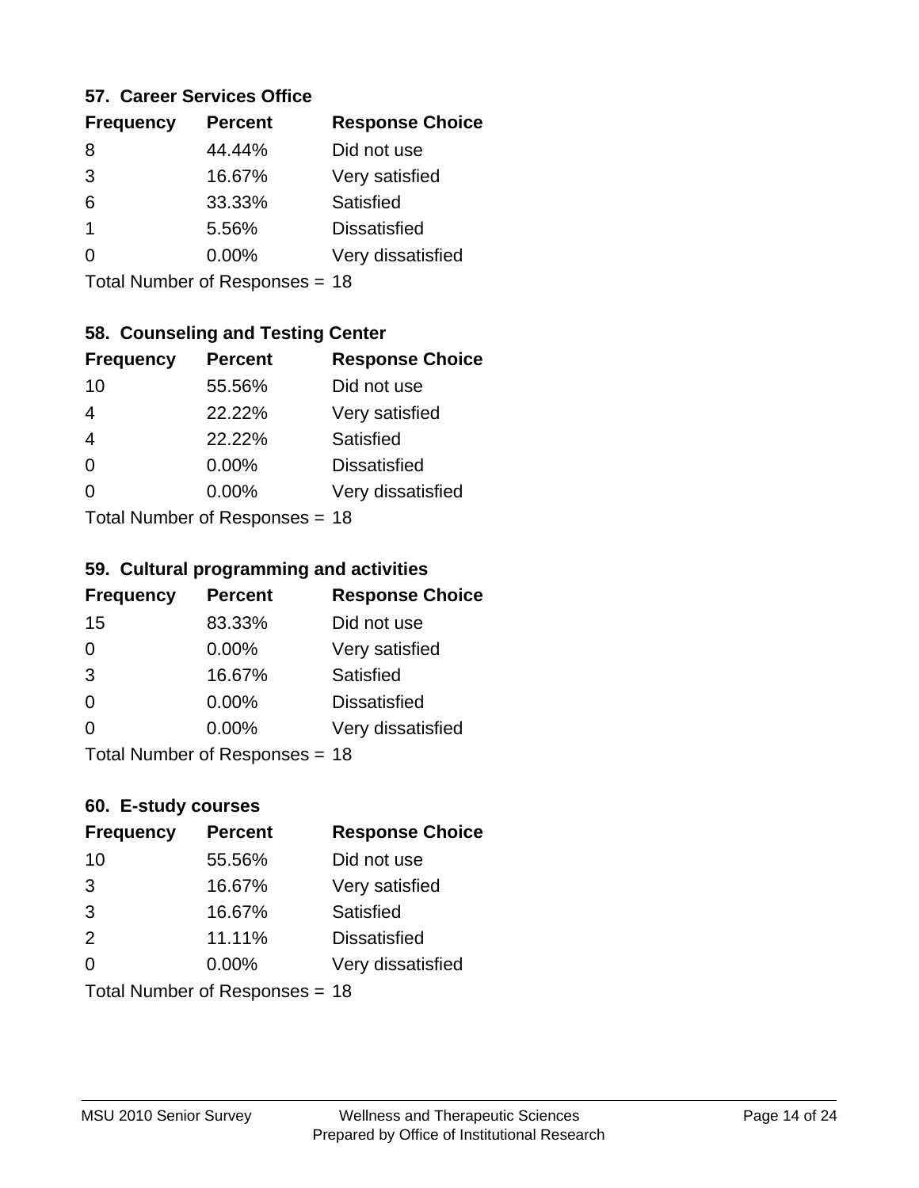### 57. Career Services Office

| Frequency | Percent | Response Choice |
|---|---|---|
| 8 | 44.44% | Did not use |
| 3 | 16.67% | Very satisfied |
| 6 | 33.33% | Satisfied |
| 1 | 5.56% | Dissatisfied |
| 0 | 0.00% | Very dissatisfied |

Total Number of Responses = 18

### 58. Counseling and Testing Center

| Frequency | Percent | Response Choice |
|---|---|---|
| 10 | 55.56% | Did not use |
| 4 | 22.22% | Very satisfied |
| 4 | 22.22% | Satisfied |
| 0 | 0.00% | Dissatisfied |
| 0 | 0.00% | Very dissatisfied |

Total Number of Responses = 18

### 59. Cultural programming and activities

| Frequency | Percent | Response Choice |
|---|---|---|
| 15 | 83.33% | Did not use |
| 0 | 0.00% | Very satisfied |
| 3 | 16.67% | Satisfied |
| 0 | 0.00% | Dissatisfied |
| 0 | 0.00% | Very dissatisfied |

Total Number of Responses = 18

### 60. E-study courses

| Frequency | Percent | Response Choice |
|---|---|---|
| 10 | 55.56% | Did not use |
| 3 | 16.67% | Very satisfied |
| 3 | 16.67% | Satisfied |
| 2 | 11.11% | Dissatisfied |
| 0 | 0.00% | Very dissatisfied |

Total Number of Responses = 18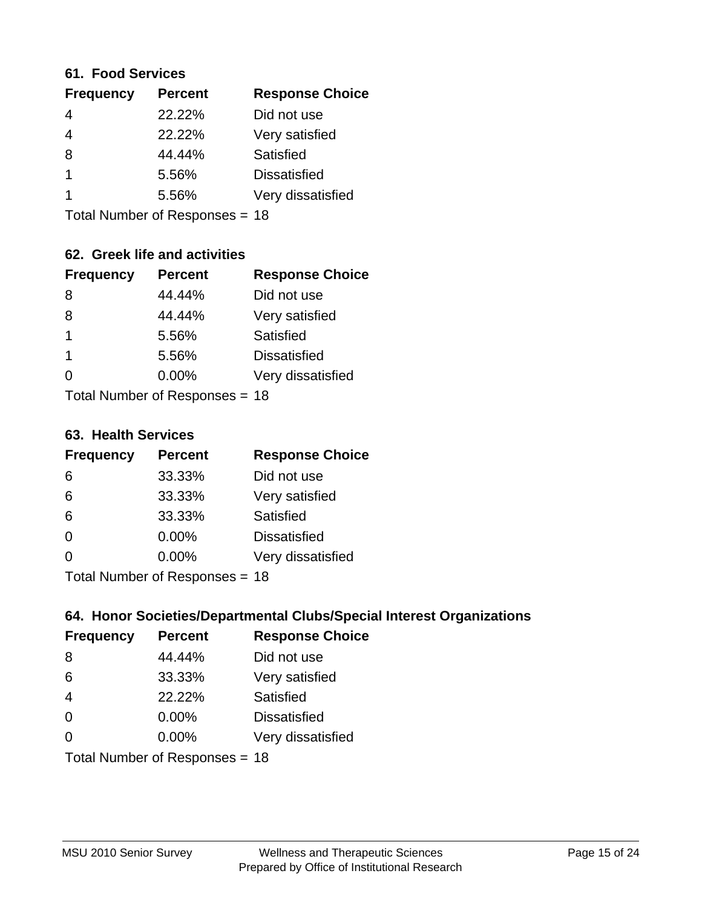### 61. Food Services

| Frequency | Percent | Response Choice |
|---|---|---|
| 4 | 22.22% | Did not use |
| 4 | 22.22% | Very satisfied |
| 8 | 44.44% | Satisfied |
| 1 | 5.56% | Dissatisfied |
| 1 | 5.56% | Very dissatisfied |

Total Number of Responses = 18

### 62. Greek life and activities

| Frequency | Percent | Response Choice |
|---|---|---|
| 8 | 44.44% | Did not use |
| 8 | 44.44% | Very satisfied |
| 1 | 5.56% | Satisfied |
| 1 | 5.56% | Dissatisfied |
| 0 | 0.00% | Very dissatisfied |

Total Number of Responses = 18

### 63. Health Services

| Frequency | Percent | Response Choice |
|---|---|---|
| 6 | 33.33% | Did not use |
| 6 | 33.33% | Very satisfied |
| 6 | 33.33% | Satisfied |
| 0 | 0.00% | Dissatisfied |
| 0 | 0.00% | Very dissatisfied |

Total Number of Responses = 18

### 64. Honor Societies/Departmental Clubs/Special Interest Organizations

| Frequency | Percent | Response Choice |
|---|---|---|
| 8 | 44.44% | Did not use |
| 6 | 33.33% | Very satisfied |
| 4 | 22.22% | Satisfied |
| 0 | 0.00% | Dissatisfied |
| 0 | 0.00% | Very dissatisfied |

Total Number of Responses = 18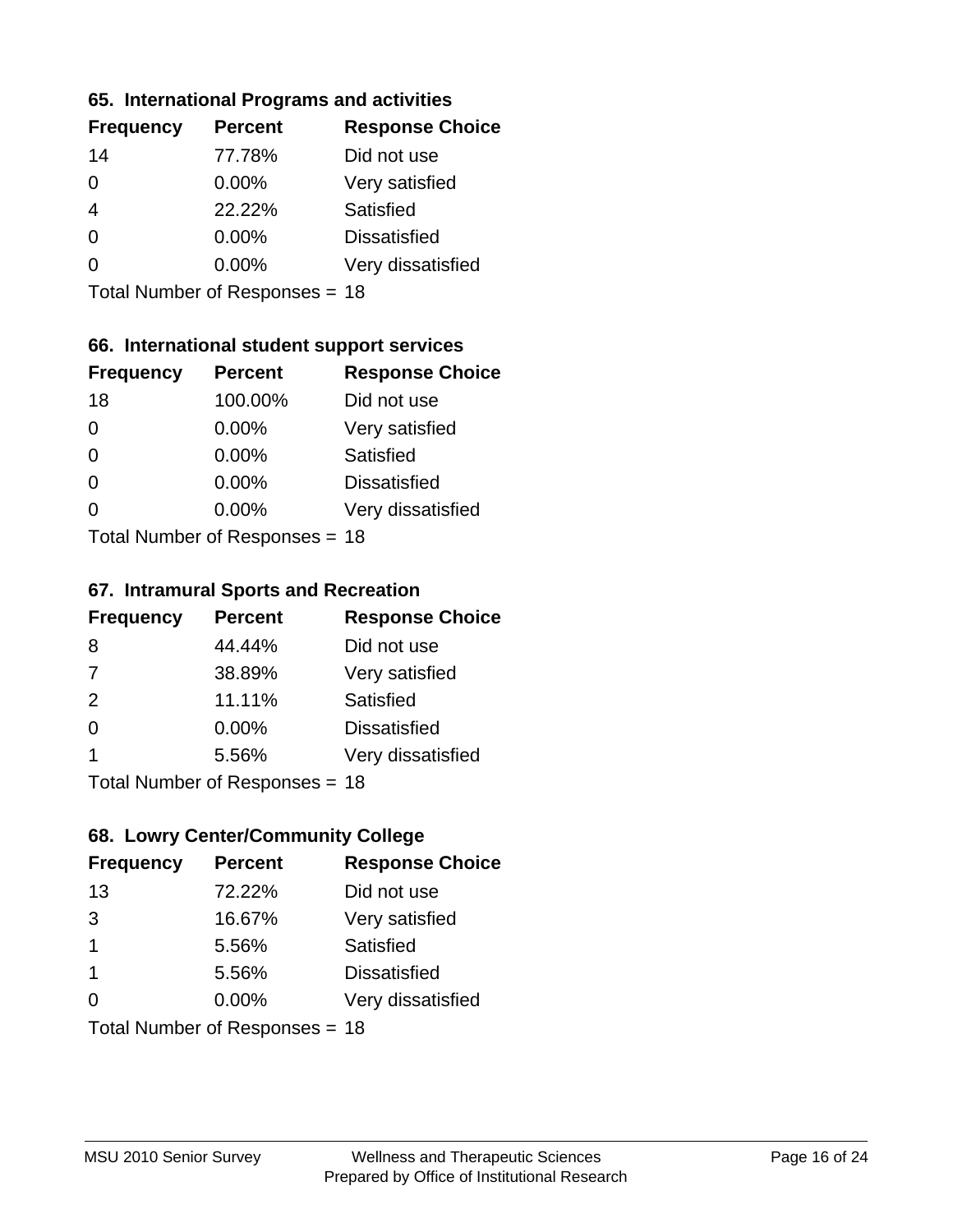### 65. International Programs and activities

| Frequency | Percent | Response Choice |
|---|---|---|
| 14 | 77.78% | Did not use |
| 0 | 0.00% | Very satisfied |
| 4 | 22.22% | Satisfied |
| 0 | 0.00% | Dissatisfied |
| 0 | 0.00% | Very dissatisfied |

Total Number of Responses = 18

### 66. International student support services

| Frequency | Percent | Response Choice |
|---|---|---|
| 18 | 100.00% | Did not use |
| 0 | 0.00% | Very satisfied |
| 0 | 0.00% | Satisfied |
| 0 | 0.00% | Dissatisfied |
| 0 | 0.00% | Very dissatisfied |

Total Number of Responses = 18

### 67. Intramural Sports and Recreation

| Frequency | Percent | Response Choice |
|---|---|---|
| 8 | 44.44% | Did not use |
| 7 | 38.89% | Very satisfied |
| 2 | 11.11% | Satisfied |
| 0 | 0.00% | Dissatisfied |
| 1 | 5.56% | Very dissatisfied |

Total Number of Responses = 18

### 68. Lowry Center/Community College

| Frequency | Percent | Response Choice |
|---|---|---|
| 13 | 72.22% | Did not use |
| 3 | 16.67% | Very satisfied |
| 1 | 5.56% | Satisfied |
| 1 | 5.56% | Dissatisfied |
| 0 | 0.00% | Very dissatisfied |

Total Number of Responses = 18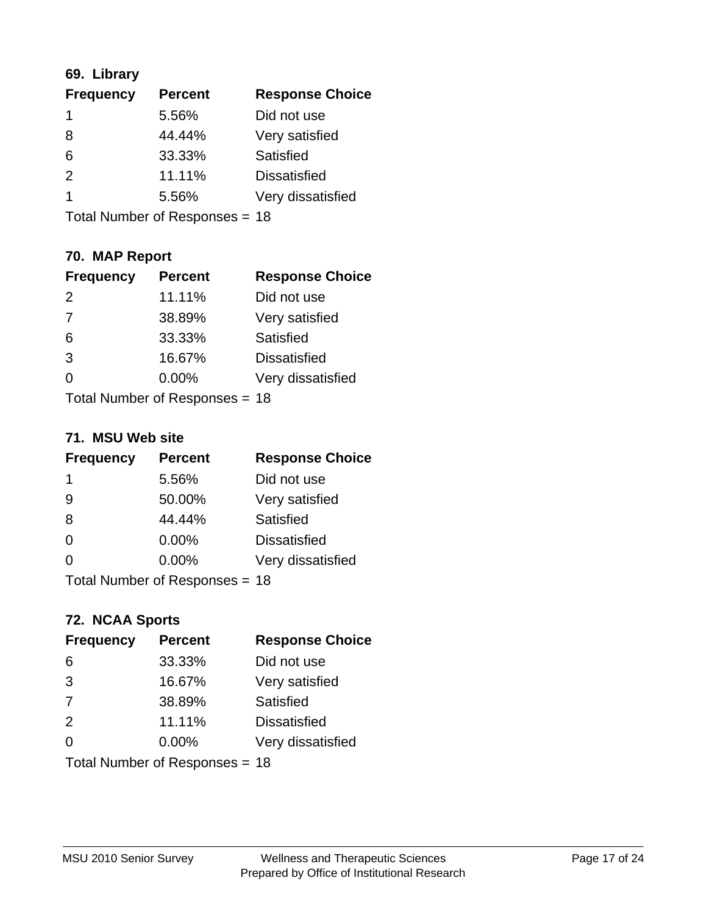### 69. Library

| Frequency | Percent | Response Choice |
|---|---|---|
| 1 | 5.56% | Did not use |
| 8 | 44.44% | Very satisfied |
| 6 | 33.33% | Satisfied |
| 2 | 11.11% | Dissatisfied |
| 1 | 5.56% | Very dissatisfied |

Total Number of Responses = 18

### 70. MAP Report

| Frequency | Percent | Response Choice |
|---|---|---|
| 2 | 11.11% | Did not use |
| 7 | 38.89% | Very satisfied |
| 6 | 33.33% | Satisfied |
| 3 | 16.67% | Dissatisfied |
| 0 | 0.00% | Very dissatisfied |

Total Number of Responses = 18

### 71. MSU Web site

| Frequency | Percent | Response Choice |
|---|---|---|
| 1 | 5.56% | Did not use |
| 9 | 50.00% | Very satisfied |
| 8 | 44.44% | Satisfied |
| 0 | 0.00% | Dissatisfied |
| 0 | 0.00% | Very dissatisfied |

Total Number of Responses = 18

### 72. NCAA Sports

| Frequency | Percent | Response Choice |
|---|---|---|
| 6 | 33.33% | Did not use |
| 3 | 16.67% | Very satisfied |
| 7 | 38.89% | Satisfied |
| 2 | 11.11% | Dissatisfied |
| 0 | 0.00% | Very dissatisfied |

Total Number of Responses = 18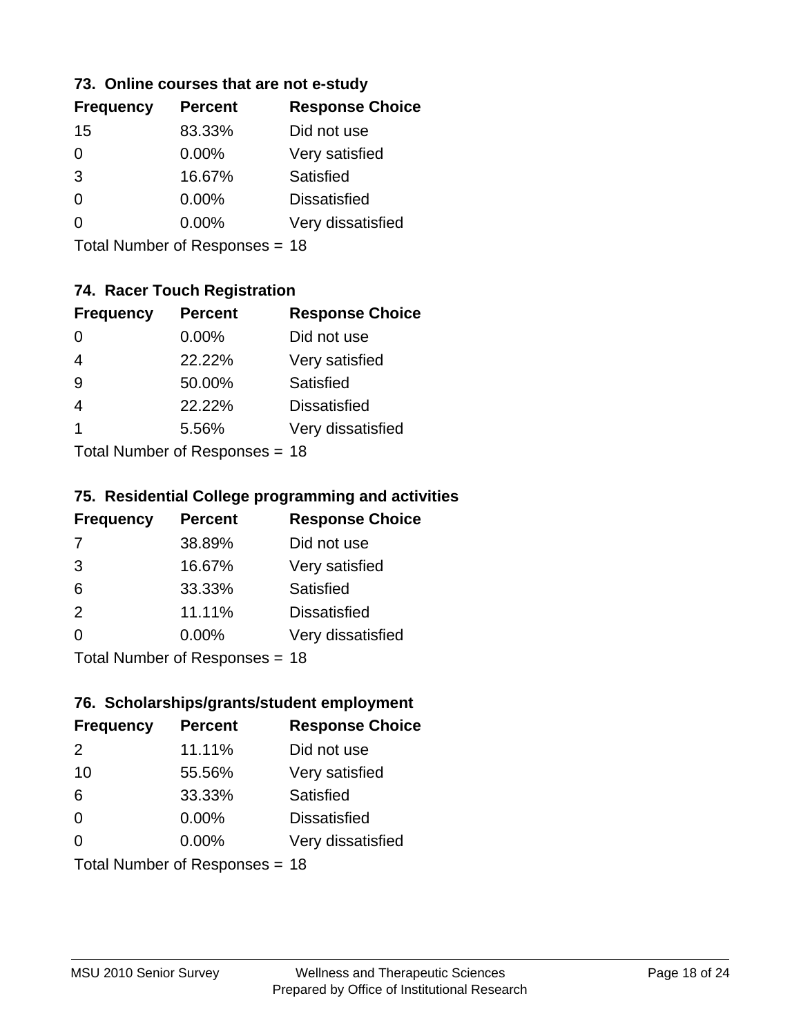### 73. Online courses that are not e-study

| Frequency | Percent | Response Choice |
|---|---|---|
| 15 | 83.33% | Did not use |
| 0 | 0.00% | Very satisfied |
| 3 | 16.67% | Satisfied |
| 0 | 0.00% | Dissatisfied |
| 0 | 0.00% | Very dissatisfied |

Total Number of Responses = 18

### 74. Racer Touch Registration

| Frequency | Percent | Response Choice |
|---|---|---|
| 0 | 0.00% | Did not use |
| 4 | 22.22% | Very satisfied |
| 9 | 50.00% | Satisfied |
| 4 | 22.22% | Dissatisfied |
| 1 | 5.56% | Very dissatisfied |

Total Number of Responses = 18

### 75. Residential College programming and activities

| Frequency | Percent | Response Choice |
|---|---|---|
| 7 | 38.89% | Did not use |
| 3 | 16.67% | Very satisfied |
| 6 | 33.33% | Satisfied |
| 2 | 11.11% | Dissatisfied |
| 0 | 0.00% | Very dissatisfied |

Total Number of Responses = 18

### 76. Scholarships/grants/student employment

| Frequency | Percent | Response Choice |
|---|---|---|
| 2 | 11.11% | Did not use |
| 10 | 55.56% | Very satisfied |
| 6 | 33.33% | Satisfied |
| 0 | 0.00% | Dissatisfied |
| 0 | 0.00% | Very dissatisfied |

Total Number of Responses = 18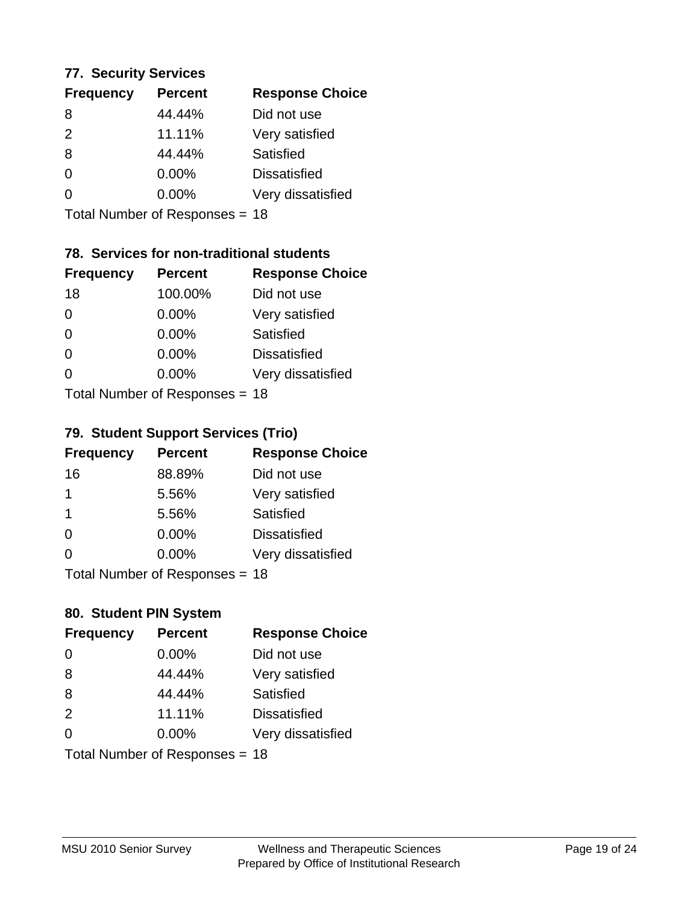### 77. Security Services

| Frequency | Percent | Response Choice |
|---|---|---|
| 8 | 44.44% | Did not use |
| 2 | 11.11% | Very satisfied |
| 8 | 44.44% | Satisfied |
| 0 | 0.00% | Dissatisfied |
| 0 | 0.00% | Very dissatisfied |

Total Number of Responses = 18

### 78. Services for non-traditional students

| Frequency | Percent | Response Choice |
|---|---|---|
| 18 | 100.00% | Did not use |
| 0 | 0.00% | Very satisfied |
| 0 | 0.00% | Satisfied |
| 0 | 0.00% | Dissatisfied |
| 0 | 0.00% | Very dissatisfied |

Total Number of Responses = 18

### 79. Student Support Services (Trio)

| Frequency | Percent | Response Choice |
|---|---|---|
| 16 | 88.89% | Did not use |
| 1 | 5.56% | Very satisfied |
| 1 | 5.56% | Satisfied |
| 0 | 0.00% | Dissatisfied |
| 0 | 0.00% | Very dissatisfied |

Total Number of Responses = 18

### 80. Student PIN System

| Frequency | Percent | Response Choice |
|---|---|---|
| 0 | 0.00% | Did not use |
| 8 | 44.44% | Very satisfied |
| 8 | 44.44% | Satisfied |
| 2 | 11.11% | Dissatisfied |
| 0 | 0.00% | Very dissatisfied |

Total Number of Responses = 18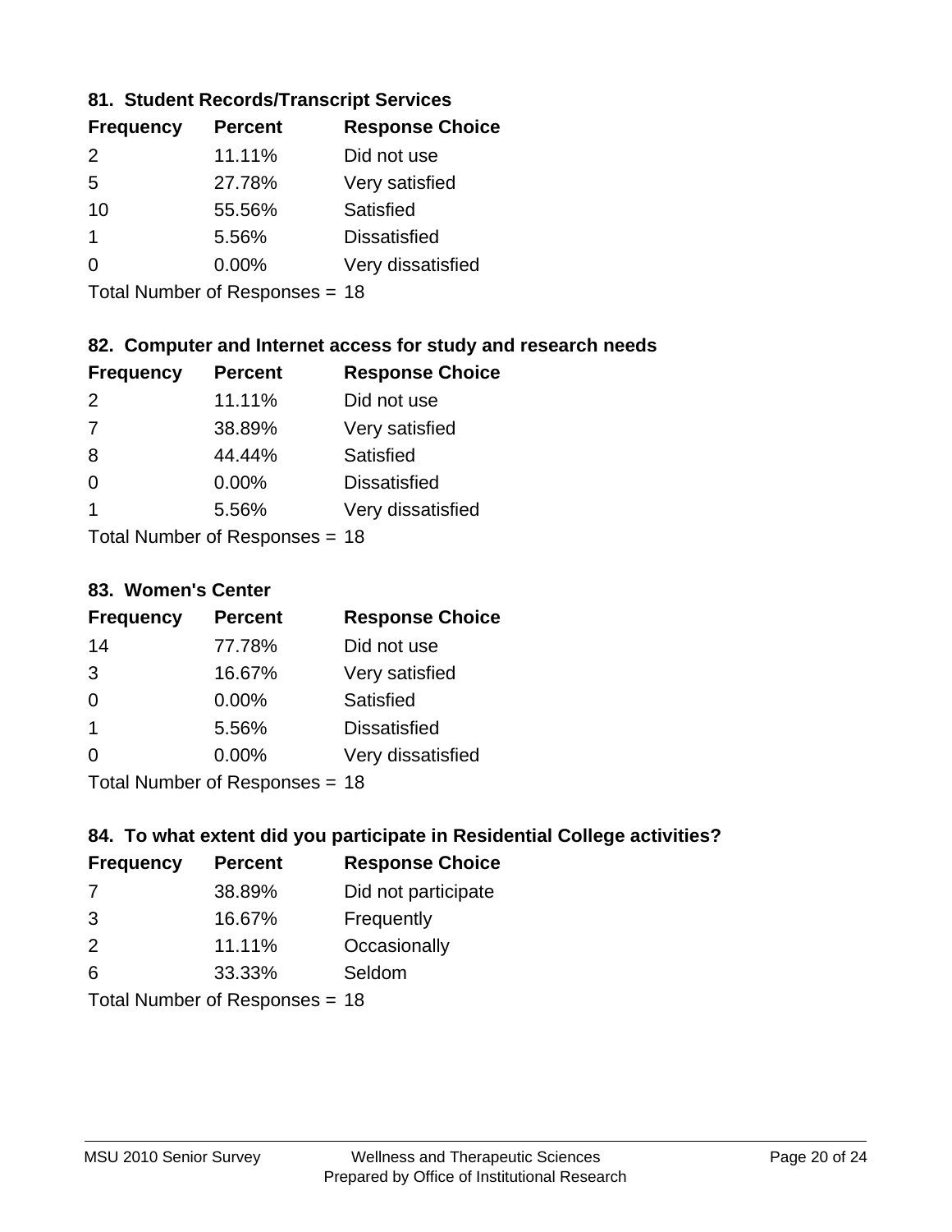### 81. Student Records/Transcript Services

| Frequency | Percent | Response Choice |
|---|---|---|
| 2 | 11.11% | Did not use |
| 5 | 27.78% | Very satisfied |
| 10 | 55.56% | Satisfied |
| 1 | 5.56% | Dissatisfied |
| 0 | 0.00% | Very dissatisfied |

Total Number of Responses = 18

### 82. Computer and Internet access for study and research needs

| Frequency | Percent | Response Choice |
|---|---|---|
| 2 | 11.11% | Did not use |
| 7 | 38.89% | Very satisfied |
| 8 | 44.44% | Satisfied |
| 0 | 0.00% | Dissatisfied |
| 1 | 5.56% | Very dissatisfied |

Total Number of Responses = 18

### 83. Women's Center

| Frequency | Percent | Response Choice |
|---|---|---|
| 14 | 77.78% | Did not use |
| 3 | 16.67% | Very satisfied |
| 0 | 0.00% | Satisfied |
| 1 | 5.56% | Dissatisfied |
| 0 | 0.00% | Very dissatisfied |

Total Number of Responses = 18

### 84. To what extent did you participate in Residential College activities?

| Frequency | Percent | Response Choice |
|---|---|---|
| 7 | 38.89% | Did not participate |
| 3 | 16.67% | Frequently |
| 2 | 11.11% | Occasionally |
| 6 | 33.33% | Seldom |

Total Number of Responses = 18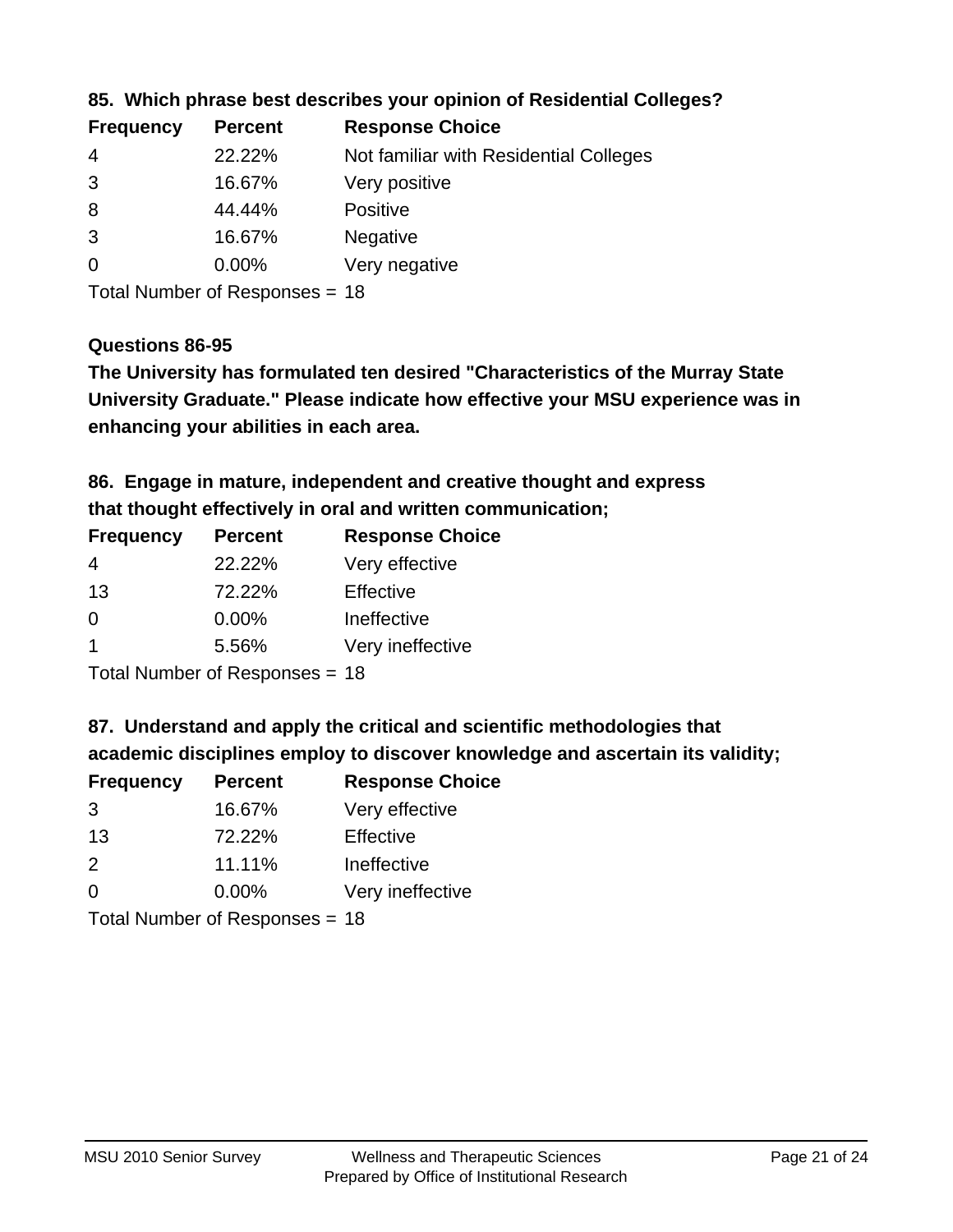**85. Which phrase best describes your opinion of Residential Colleges?**

| Frequency | Percent | Response Choice |
|---|---|---|
| 4 | 22.22% | Not familiar with Residential Colleges |
| 3 | 16.67% | Very positive |
| 8 | 44.44% | Positive |
| 3 | 16.67% | Negative |
| 0 | 0.00% | Very negative |

Total Number of Responses = 18

**Questions 86-95**

**The University has formulated ten desired "Characteristics of the Murray State University Graduate." Please indicate how effective your MSU experience was in enhancing your abilities in each area.**

**86. Engage in mature, independent and creative thought and express that thought effectively in oral and written communication;**

| Frequency | Percent | Response Choice |
|---|---|---|
| 4 | 22.22% | Very effective |
| 13 | 72.22% | Effective |
| 0 | 0.00% | Ineffective |
| 1 | 5.56% | Very ineffective |

Total Number of Responses = 18

**87. Understand and apply the critical and scientific methodologies that academic disciplines employ to discover knowledge and ascertain its validity;**

| Frequency | Percent | Response Choice |
|---|---|---|
| 3 | 16.67% | Very effective |
| 13 | 72.22% | Effective |
| 2 | 11.11% | Ineffective |
| 0 | 0.00% | Very ineffective |

Total Number of Responses = 18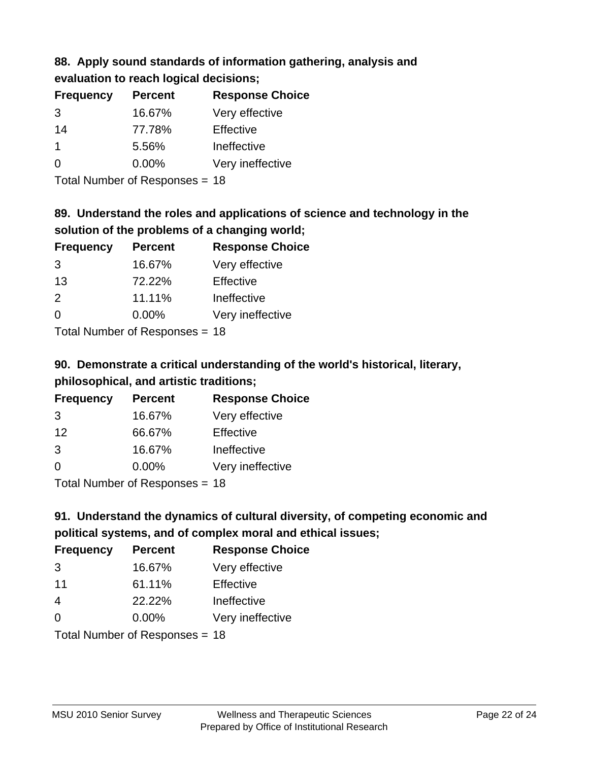**88. Apply sound standards of information gathering, analysis and evaluation to reach logical decisions;**

| Frequency | Percent | Response Choice |
|---|---|---|
| 3 | 16.67% | Very effective |
| 14 | 77.78% | Effective |
| 1 | 5.56% | Ineffective |
| 0 | 0.00% | Very ineffective |

Total Number of Responses = 18

**89. Understand the roles and applications of science and technology in the solution of the problems of a changing world;**

| Frequency | Percent | Response Choice |
|---|---|---|
| 3 | 16.67% | Very effective |
| 13 | 72.22% | Effective |
| 2 | 11.11% | Ineffective |
| 0 | 0.00% | Very ineffective |

Total Number of Responses = 18

**90. Demonstrate a critical understanding of the world's historical, literary, philosophical, and artistic traditions;**

| Frequency | Percent | Response Choice |
|---|---|---|
| 3 | 16.67% | Very effective |
| 12 | 66.67% | Effective |
| 3 | 16.67% | Ineffective |
| 0 | 0.00% | Very ineffective |

Total Number of Responses = 18

**91. Understand the dynamics of cultural diversity, of competing economic and political systems, and of complex moral and ethical issues;**

| Frequency | Percent | Response Choice |
|---|---|---|
| 3 | 16.67% | Very effective |
| 11 | 61.11% | Effective |
| 4 | 22.22% | Ineffective |
| 0 | 0.00% | Very ineffective |

Total Number of Responses = 18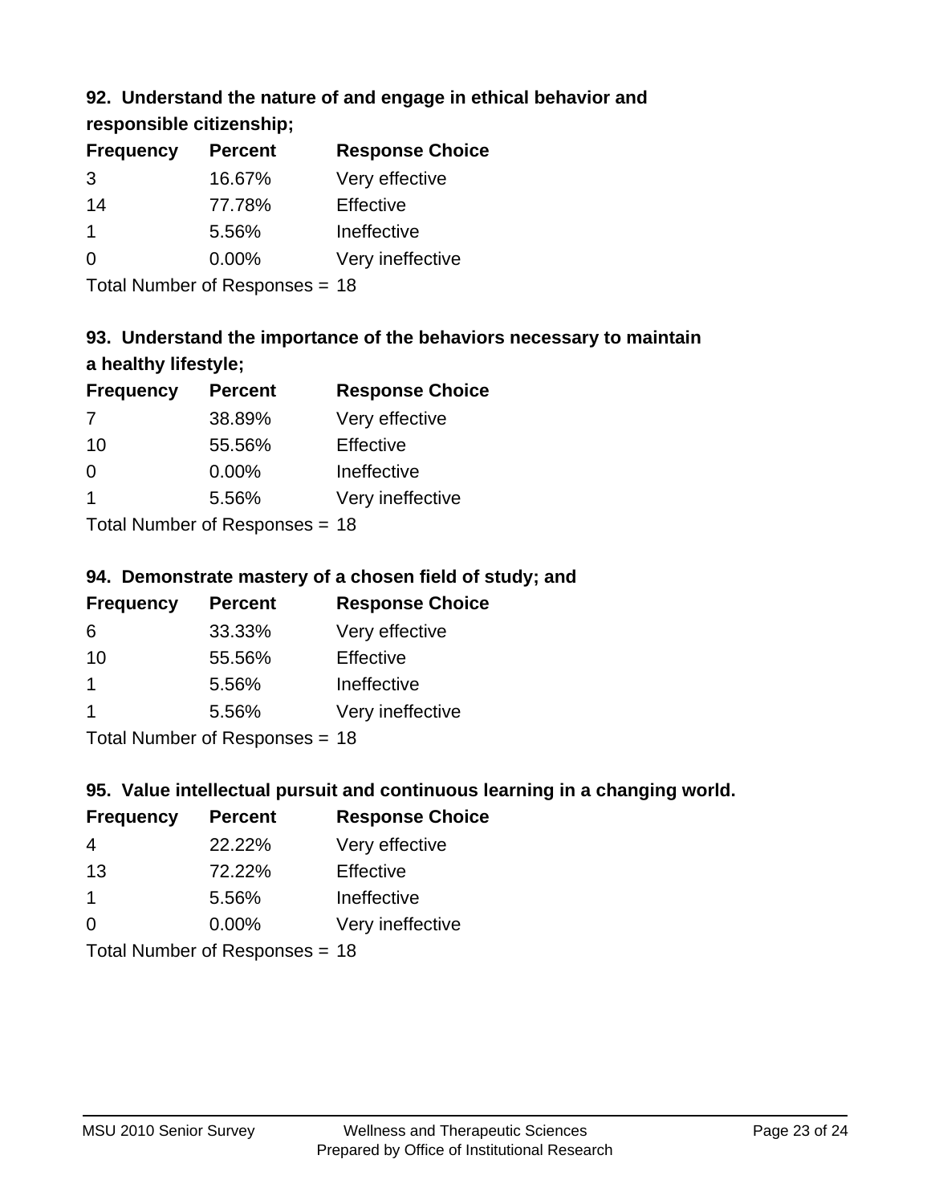### 92. Understand the nature of and engage in ethical behavior and responsible citizenship;

| Frequency | Percent | Response Choice |
|---|---|---|
| 3 | 16.67% | Very effective |
| 14 | 77.78% | Effective |
| 1 | 5.56% | Ineffective |
| 0 | 0.00% | Very ineffective |

Total Number of Responses = 18

### 93. Understand the importance of the behaviors necessary to maintain a healthy lifestyle;

| Frequency | Percent | Response Choice |
|---|---|---|
| 7 | 38.89% | Very effective |
| 10 | 55.56% | Effective |
| 0 | 0.00% | Ineffective |
| 1 | 5.56% | Very ineffective |

Total Number of Responses = 18

### 94. Demonstrate mastery of a chosen field of study; and

| Frequency | Percent | Response Choice |
|---|---|---|
| 6 | 33.33% | Very effective |
| 10 | 55.56% | Effective |
| 1 | 5.56% | Ineffective |
| 1 | 5.56% | Very ineffective |

Total Number of Responses = 18

### 95. Value intellectual pursuit and continuous learning in a changing world.

| Frequency | Percent | Response Choice |
|---|---|---|
| 4 | 22.22% | Very effective |
| 13 | 72.22% | Effective |
| 1 | 5.56% | Ineffective |
| 0 | 0.00% | Very ineffective |

Total Number of Responses = 18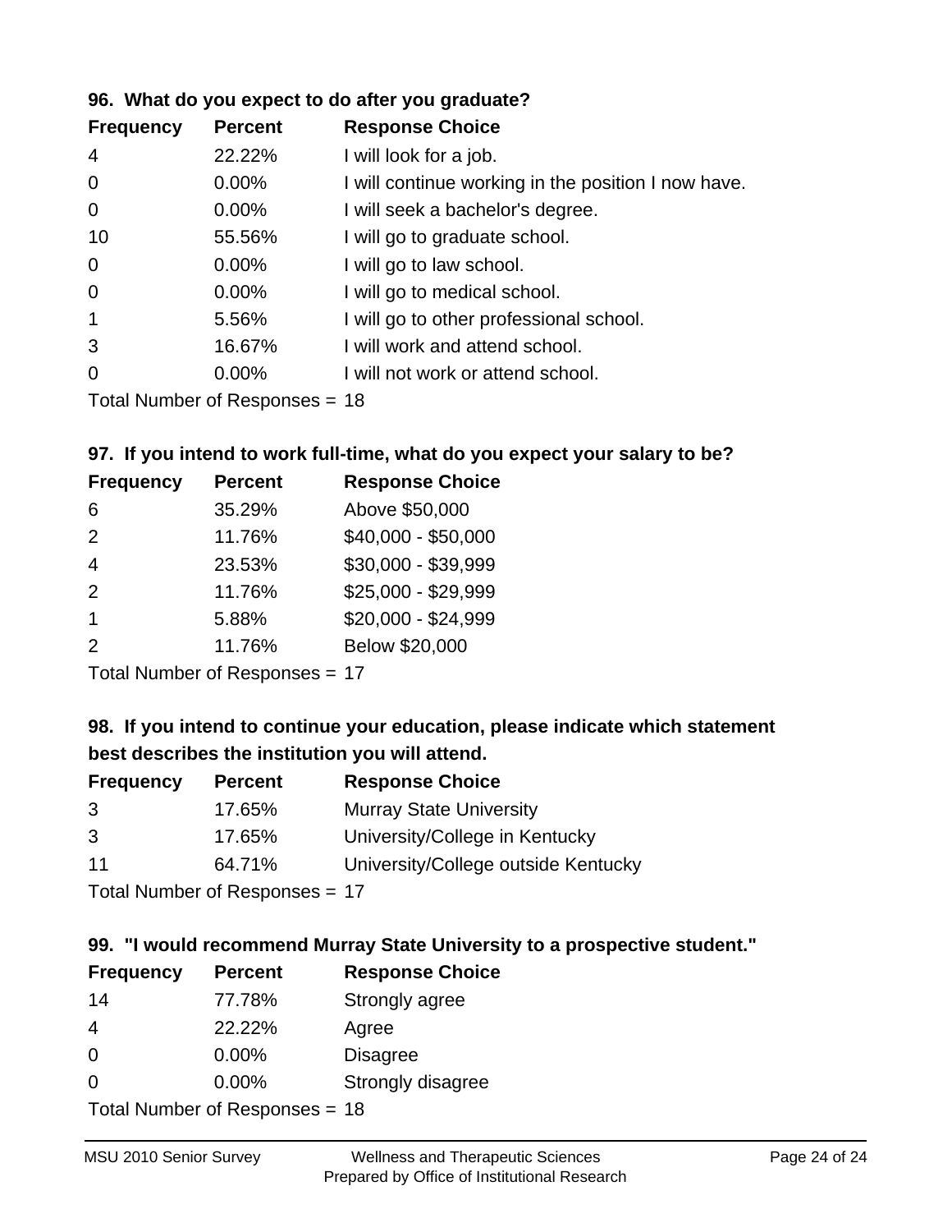### 96. What do you expect to do after you graduate?

| Frequency | Percent | Response Choice |
|---|---|---|
| 4 | 22.22% | I will look for a job. |
| 0 | 0.00% | I will continue working in the position I now have. |
| 0 | 0.00% | I will seek a bachelor's degree. |
| 10 | 55.56% | I will go to graduate school. |
| 0 | 0.00% | I will go to law school. |
| 0 | 0.00% | I will go to medical school. |
| 1 | 5.56% | I will go to other professional school. |
| 3 | 16.67% | I will work and attend school. |
| 0 | 0.00% | I will not work or attend school. |

Total Number of Responses = 18

### 97. If you intend to work full-time, what do you expect your salary to be?

| Frequency | Percent | Response Choice |
|---|---|---|
| 6 | 35.29% | Above $50,000 |
| 2 | 11.76% | $40,000 - $50,000 |
| 4 | 23.53% | $30,000 - $39,999 |
| 2 | 11.76% | $25,000 - $29,999 |
| 1 | 5.88% | $20,000 - $24,999 |
| 2 | 11.76% | Below $20,000 |

Total Number of Responses = 17

### 98. If you intend to continue your education, please indicate which statement best describes the institution you will attend.

| Frequency | Percent | Response Choice |
|---|---|---|
| 3 | 17.65% | Murray State University |
| 3 | 17.65% | University/College in Kentucky |
| 11 | 64.71% | University/College outside Kentucky |

Total Number of Responses = 17

### 99. "I would recommend Murray State University to a prospective student."

| Frequency | Percent | Response Choice |
|---|---|---|
| 14 | 77.78% | Strongly agree |
| 4 | 22.22% | Agree |
| 0 | 0.00% | Disagree |
| 0 | 0.00% | Strongly disagree |

Total Number of Responses = 18